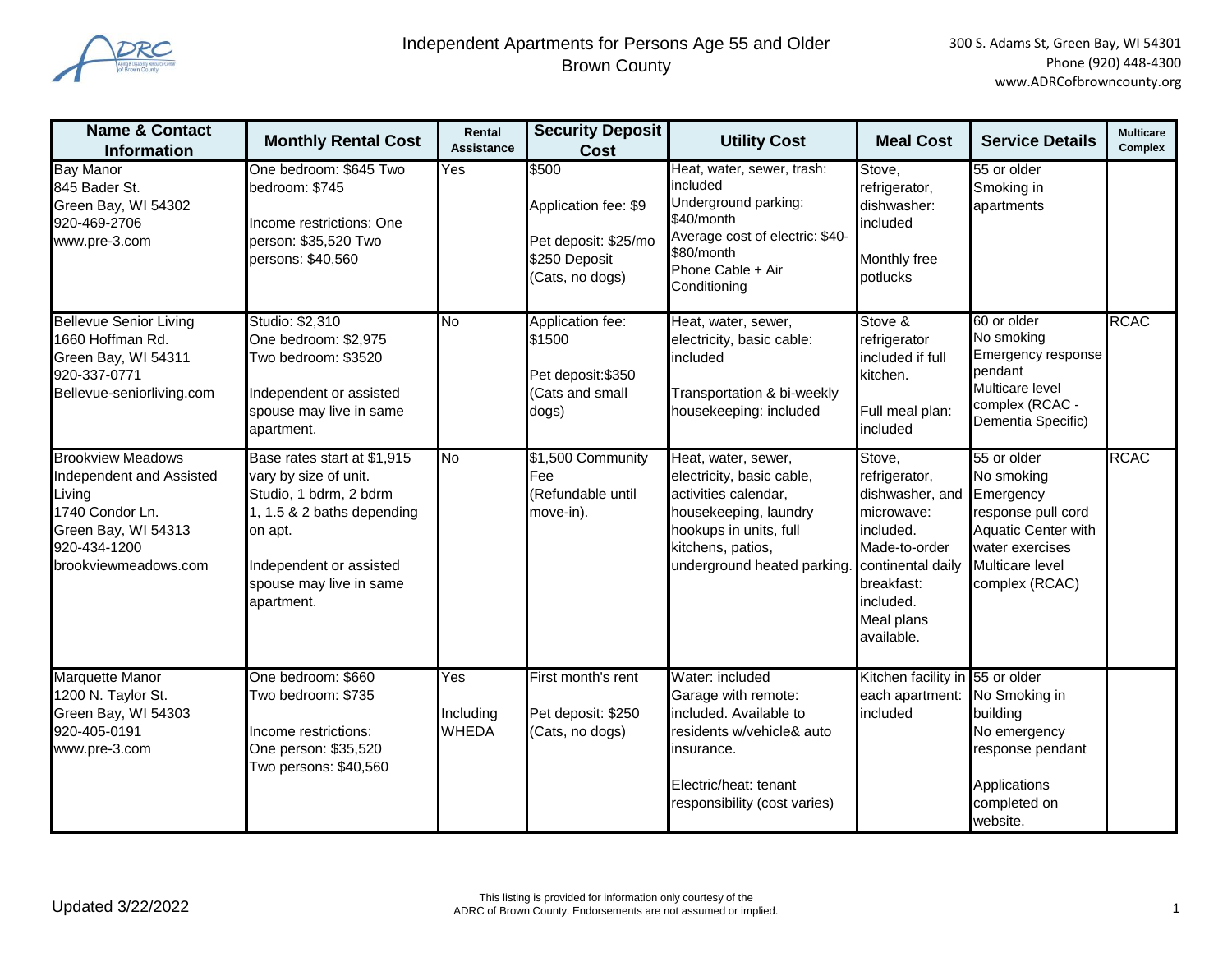# Independent Apartments for Persons Age 55 and Older
## Brown County

300 S. Adams St, Green Bay, WI 54301
Phone (920) 448-4300
www.ADRCofbrowncounty.org

| Name & Contact Information | Monthly Rental Cost | Rental Assistance | Security Deposit Cost | Utility Cost | Meal Cost | Service Details | Multicare Complex |
|---|---|---|---|---|---|---|---|
| Bay Manor<br>845 Bader St.<br>Green Bay, WI 54302<br>920-469-2706<br>www.pre-3.com | One bedroom: $645 Two bedroom: $745<br><br>Income restrictions: One person: $35,520 Two persons: $40,560 | Yes | $500<br><br>Application fee: $9<br><br>Pet deposit: $25/mo $250 Deposit (Cats, no dogs) | Heat, water, sewer, trash: included<br>Underground parking: $40/month<br>Average cost of electric: $40-$80/month<br>Phone Cable + Air Conditioning | Stove, refrigerator, dishwasher: included<br><br>Monthly free potlucks | 55 or older<br>Smoking in apartments | |
| Bellevue Senior Living<br>1660 Hoffman Rd.<br>Green Bay, WI 54311<br>920-337-0771<br>Bellevue-seniorliving.com | Studio: $2,310<br>One bedroom: $2,975<br>Two bedroom: $3520<br><br>Independent or assisted spouse may live in same apartment. | No | Application fee: $1500<br><br>Pet deposit:$350 (Cats and small dogs) | Heat, water, sewer, electricity, basic cable: included<br><br>Transportation & bi-weekly housekeeping: included | Stove & refrigerator included if full kitchen.<br><br>Full meal plan: included | 60 or older<br>No smoking<br>Emergency response pendant<br>Multicare level complex (RCAC - Dementia Specific) | RCAC |
| Brookview Meadows Independent and Assisted Living<br>1740 Condor Ln.<br>Green Bay, WI 54313<br>920-434-1200<br>brookviewmeadows.com | Base rates start at $1,915 vary by size of unit. Studio, 1 bdrm, 2 bdrm 1, 1.5 & 2 baths depending on apt.<br><br>Independent or assisted spouse may live in same apartment. | No | $1,500 Community Fee (Refundable until move-in). | Heat, water, sewer, electricity, basic cable, activities calendar, housekeeping, laundry hookups in units, full kitchens, patios, underground heated parking. | Stove, refrigerator, dishwasher, and microwave: included. Made-to-order continental daily breakfast: included. Meal plans available. | 55 or older<br>No smoking<br>Emergency response pull cord<br>Aquatic Center with water exercises<br>Multicare level complex (RCAC) | RCAC |
| Marquette Manor<br>1200 N. Taylor St.<br>Green Bay, WI 54303<br>920-405-0191<br>www.pre-3.com | One bedroom: $660<br>Two bedroom: $735<br><br>Income restrictions:<br>One person: $35,520<br>Two persons: $40,560 | Yes<br><br>Including WHEDA | First month's rent<br><br>Pet deposit: $250 (Cats, no dogs) | Water: included<br>Garage with remote: included. Available to residents w/vehicle& auto insurance.<br><br>Electric/heat: tenant responsibility (cost varies) | Kitchen facility in each apartment: included | 55 or older<br>No Smoking in building<br>No emergency response pendant<br><br>Applications completed on website. | |

Updated 3/22/2022

This listing is provided for information only courtesy of the ADRC of Brown County. Endorsements are not assumed or implied.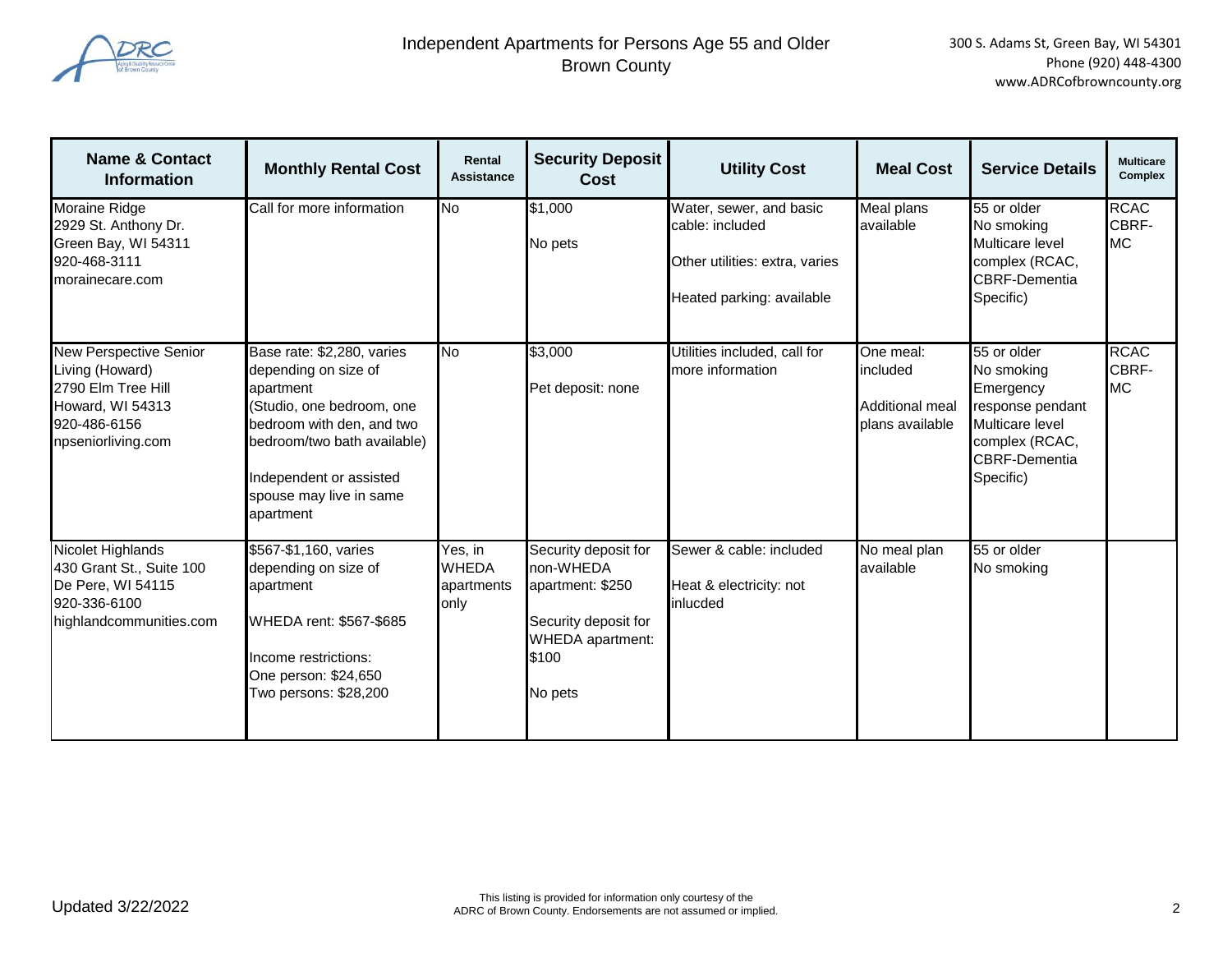# Independent Apartments for Persons Age 55 and Older
## Brown County

300 S. Adams St, Green Bay, WI 54301
Phone (920) 448-4300
www.ADRCofbrowncounty.org

| Name & Contact Information | Monthly Rental Cost | Rental Assistance | Security Deposit Cost | Utility Cost | Meal Cost | Service Details | Multicare Complex |
|---|---|---|---|---|---|---|---|
| Moraine Ridge<br>2929 St. Anthony Dr.<br>Green Bay, WI 54311<br>920-468-3111<br>morainecare.com | Call for more information | No | $1,000<br><br>No pets | Water, sewer, and basic cable: included<br><br>Other utilities: extra, varies<br><br>Heated parking: available | Meal plans available | 55 or older<br>No smoking<br>Multicare level complex (RCAC, CBRF-Dementia Specific) | RCAC CBRF-MC |
| New Perspective Senior Living (Howard)<br>2790 Elm Tree Hill<br>Howard, WI 54313<br>920-486-6156<br>npseniorliving.com | Base rate: $2,280, varies depending on size of apartment<br>(Studio, one bedroom, one bedroom with den, and two bedroom/two bath available)<br><br>Independent or assisted spouse may live in same apartment | No | $3,000<br><br>Pet deposit: none | Utilities included, call for more information | One meal: included<br><br>Additional meal plans available | 55 or older<br>No smoking<br>Emergency response pendant<br>Multicare level complex (RCAC, CBRF-Dementia Specific) | RCAC CBRF-MC |
| Nicolet Highlands<br>430 Grant St., Suite 100<br>De Pere, WI 54115<br>920-336-6100<br>highlandcommunities.com | $567-$1,160, varies depending on size of apartment<br><br>WHEDA rent: $567-$685<br><br>Income restrictions:<br>One person: $24,650<br>Two persons: $28,200 | Yes, in WHEDA apartments only | Security deposit for non-WHEDA apartment: $250<br><br>Security deposit for WHEDA apartment: $100<br><br>No pets | Sewer & cable: included<br><br>Heat & electricity: not inlucded | No meal plan available | 55 or older<br>No smoking | |

Updated 3/22/2022

This listing is provided for information only courtesy of the ADRC of Brown County. Endorsements are not assumed or implied.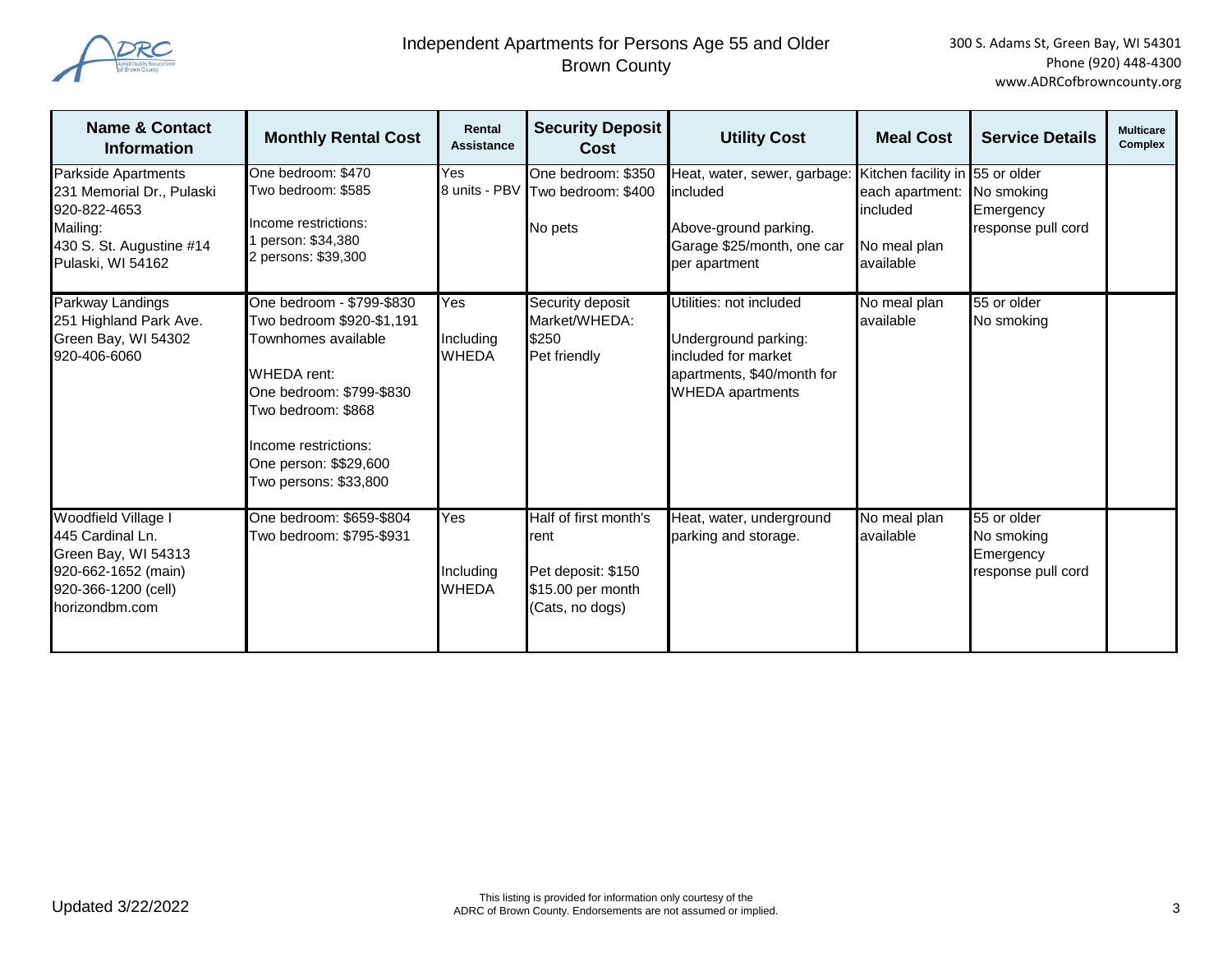# Independent Apartments for Persons Age 55 and Older
## Brown County

300 S. Adams St, Green Bay, WI 54301
Phone (920) 448-4300
www.ADRCofbrowncounty.org

| Name & Contact Information | Monthly Rental Cost | Rental Assistance | Security Deposit Cost | Utility Cost | Meal Cost | Service Details | Multicare Complex |
|---|---|---|---|---|---|---|---|
| Parkside Apartments<br>231 Memorial Dr., Pulaski<br>920-822-4653<br>Mailing:<br>430 S. St. Augustine #14<br>Pulaski, WI 54162 | One bedroom: $470<br>Two bedroom: $585<br><br>Income restrictions:<br>1 person: $34,380<br>2 persons: $39,300 | Yes<br>8 units - PBV | One bedroom: $350<br>Two bedroom: $400<br><br>No pets | Heat, water, sewer, garbage: included<br><br>Above-ground parking.<br>Garage $25/month, one car per apartment | Kitchen facility in each apartment: included<br><br>No meal plan available | 55 or older<br>No smoking<br>Emergency response pull cord | |
| Parkway Landings<br>251 Highland Park Ave.<br>Green Bay, WI 54302<br>920-406-6060 | One bedroom - $799-$830<br>Two bedroom $920-$1,191<br>Townhomes available<br><br>WHEDA rent:<br>One bedroom: $799-$830<br>Two bedroom: $868<br><br>Income restrictions:<br>One person: $$29,600<br>Two persons: $33,800 | Yes<br><br>Including WHEDA | Security deposit Market/WHEDA:<br>$250<br>Pet friendly | Utilities: not included<br><br>Underground parking: included for market apartments, $40/month for WHEDA apartments | No meal plan available | 55 or older<br>No smoking | |
| Woodfield Village I<br>445 Cardinal Ln.<br>Green Bay, WI 54313<br>920-662-1652 (main)<br>920-366-1200 (cell)<br>horizondbm.com | One bedroom: $659-$804<br>Two bedroom: $795-$931 | Yes<br><br>Including WHEDA | Half of first month's rent<br><br>Pet deposit: $150<br>$15.00 per month<br>(Cats, no dogs) | Heat, water, underground parking and storage. | No meal plan available | 55 or older<br>No smoking<br>Emergency response pull cord | |

Updated 3/22/2022

This listing is provided for information only courtesy of the ADRC of Brown County. Endorsements are not assumed or implied.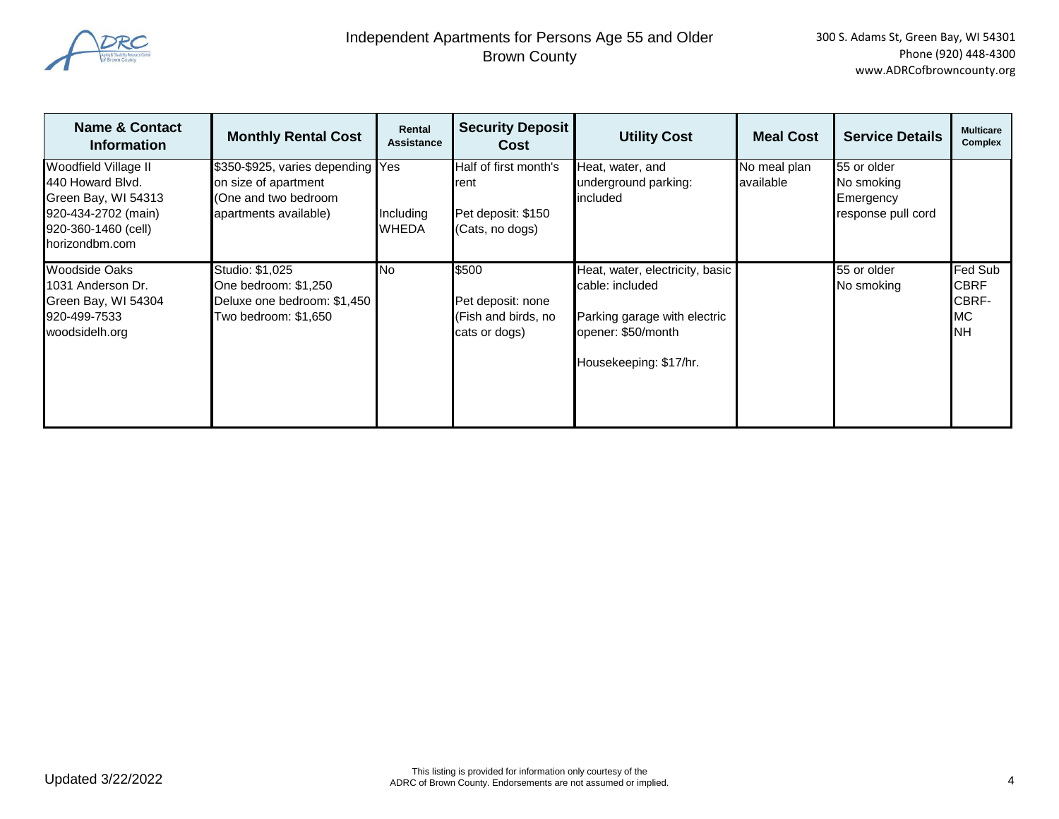# Independent Apartments for Persons Age 55 and Older
## Brown County

300 S. Adams St, Green Bay, WI 54301
Phone (920) 448-4300
www.ADRCofbrowncounty.org

| Name & Contact Information | Monthly Rental Cost | Rental Assistance | Security Deposit Cost | Utility Cost | Meal Cost | Service Details | Multicare Complex |
|---|---|---|---|---|---|---|---|
| Woodfield Village II<br>440 Howard Blvd.<br>Green Bay, WI 54313<br>920-434-2702 (main)<br>920-360-1460 (cell)<br>horizondbm.com | $350-$925, varies depending on size of apartment<br>(One and two bedroom apartments available) | Yes<br><br>Including WHEDA | Half of first month's rent<br><br>Pet deposit: $150<br>(Cats, no dogs) | Heat, water, and underground parking: included | No meal plan available | 55 or older<br>No smoking<br>Emergency response pull cord | |
| Woodside Oaks<br>1031 Anderson Dr.<br>Green Bay, WI 54304<br>920-499-7533<br>woodsidelh.org | Studio: $1,025<br>One bedroom: $1,250<br>Deluxe one bedroom: $1,450<br>Two bedroom: $1,650 | No | $500<br><br>Pet deposit: none<br>(Fish and birds, no cats or dogs) | Heat, water, electricity, basic cable: included<br><br>Parking garage with electric opener: $50/month<br><br>Housekeeping: $17/hr. | | 55 or older<br>No smoking | Fed Sub<br>CBRF<br>CBRF-MC<br>NH |

Updated 3/22/2022

This listing is provided for information only courtesy of the ADRC of Brown County. Endorsements are not assumed or implied.